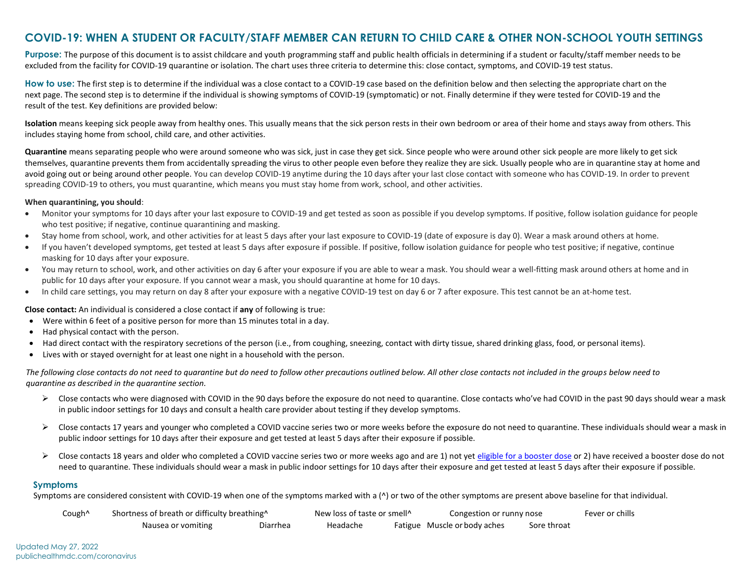# COVID-19: WHEN A STUDENT OR FACULTY/STAFF MEMBER CAN RETURN TO CHILD CARE & OTHER NON-SCHOOL YOUTH SETTINGS

**Purpose:** The purpose of this document is to assist childcare and youth programming staff and public health officials in determining if a student or faculty/staff member needs to be excluded from the facility for COVID-19 quarantine or isolation. The chart uses three criteria to determine this: close contact, symptoms, and COVID-19 test status.

**How to use:** The first step is to determine if the individual was a close contact to a COVID-19 case based on the definition below and then selecting the appropriate chart on the next page. The second step is to determine if the individual is showing symptoms of COVID-19 (symptomatic) or not. Finally determine if they were tested for COVID-19 and the result of the test. Key definitions are provided below:

**Isolation** means keeping sick people away from healthy ones. This usually means that the sick person rests in their own bedroom or area of their home and stays away from others. This includes staying home from school, child care, and other activities.

**Quarantine** means separating people who were around someone who was sick, just in case they get sick. Since people who were around other sick people are more likely to get sick themselves, quarantine prevents them from accidentally spreading the virus to other people even before they realize they are sick. Usually people who are in quarantine stay at home and avoid going out or being around other people. You can develop COVID-19 anytime during the 10 days after your last close contact with someone who has COVID-19. In order to prevent spreading COVID-19 to others, you must quarantine, which means you must stay home from work, school, and other activities.

**When quarantining, you should**:

- Monitor your symptoms for 10 days after your last exposure to COVID-19 and get tested as soon as possible if you develop symptoms. If positive, follow isolation guidance for people who test positive; if negative, continue quarantining and masking.
- Stay home from school, work, and other activities for at least 5 days after your last exposure to COVID-19 (date of exposure is day 0). Wear a mask around others at home.
- If you haven't developed symptoms, get tested at least 5 days after exposure if possible. If positive, follow isolation guidance for people who test positive; if negative, continue masking for 10 days after your exposure.
- You may return to school, work, and other activities on day 6 after your exposure if you are able to wear a mask. You should wear a well-fitting mask around others at home and in public for 10 days after your exposure. If you cannot wear a mask, you should quarantine at home for 10 days.
- In child care settings, you may return on day 8 after your exposure with a negative COVID-19 test on day 6 or 7 after exposure. This test cannot be an at-home test.

**Close contact:** An individual is considered a close contact if **any** of following is true:

- Were within 6 feet of a positive person for more than 15 minutes total in a day.
- Had physical contact with the person.
- Had direct contact with the respiratory secretions of the person (i.e., from coughing, sneezing, contact with dirty tissue, shared drinking glass, food, or personal items).
- Lives with or stayed overnight for at least one night in a household with the person.

*The following close contacts do not need to quarantine but do need to follow other precautions outlined below. All other close contacts not included in the groups below need to quarantine as described in the quarantine section.*

- Close contacts who were diagnosed with COVID in the 90 days before the exposure do not need to quarantine. Close contacts who've had COVID in the past 90 days should wear a mask in public indoor settings for 10 days and consult a health care provider about testing if they develop symptoms.
- Close contacts 17 years and younger who completed a COVID vaccine series two or more weeks before the exposure do not need to quarantine. These individuals should wear a mask in public indoor settings for 10 days after their exposure and get tested at least 5 days after their exposure if possible.
- Close contacts 18 years and older who completed a COVID vaccine series two or more weeks ago and are 1) not yet eligible for a booster dose or 2) have received a booster dose do not need to quarantine. These individuals should wear a mask in public indoor settings for 10 days after their exposure and get tested at least 5 days after their exposure if possible.

## Symptoms

Symptoms are considered consistent with COVID-19 when one of the symptoms marked with a (^) or two of the other symptoms are present above baseline for that individual.

- Cough^
- Shortness of breath or difficulty breathing^
- New loss of taste or smell^
- Congestion or runny nose
- Fever or chills
- Nausea or vomiting
- Diarrhea
- Headache
- Fatigue
- Muscle or body aches
- Sore throat

Updated May 27, 2022
publichealthmdc.com/coronavirus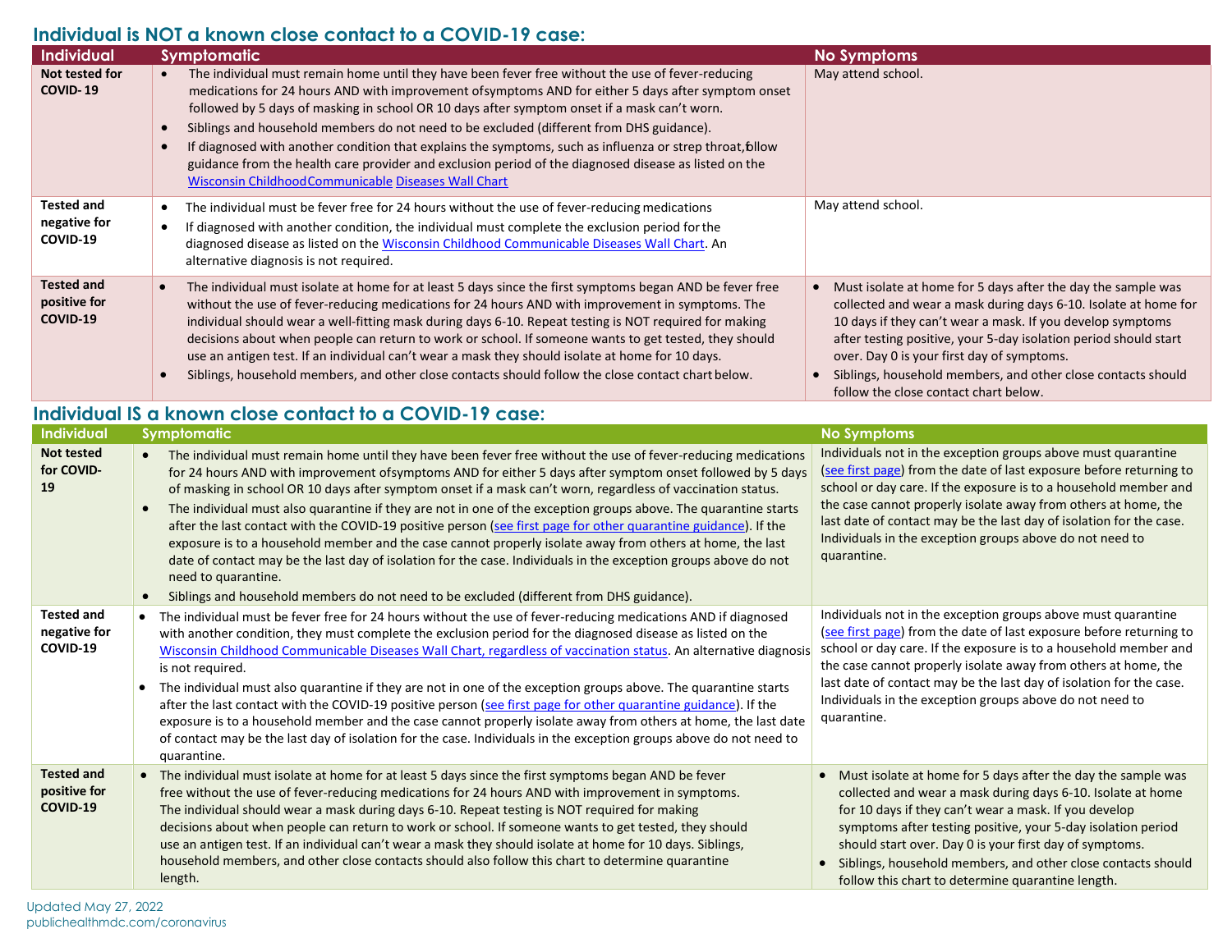## Individual is NOT a known close contact to a COVID-19 case:

| Individual | Symptomatic | No Symptoms |
|---|---|---|
| **Not tested for COVID- 19** | • The individual must remain home until they have been fever free without the use of fever-reducing medications for 24 hours AND with improvement ofsymptoms AND for either 5 days after symptom onset followed by 5 days of masking in school OR 10 days after symptom onset if a mask can't worn.<br>• Siblings and household members do not need to be excluded (different from DHS guidance).<br>• If diagnosed with another condition that explains the symptoms, such as influenza or strep throat,follow guidance from the health care provider and exclusion period of the diagnosed disease as listed on the [Wisconsin Childhood Communicable Diseases Wall Chart] | May attend school. |
| **Tested and negative for COVID-19** | • The individual must be fever free for 24 hours without the use of fever-reducing medications<br>• If diagnosed with another condition, the individual must complete the exclusion period for the diagnosed disease as listed on the [Wisconsin Childhood Communicable Diseases Wall Chart]. An alternative diagnosis is not required. | May attend school. |
| **Tested and positive for COVID-19** | • The individual must isolate at home for at least 5 days since the first symptoms began AND be fever free without the use of fever-reducing medications for 24 hours AND with improvement in symptoms. The individual should wear a well-fitting mask during days 6-10. Repeat testing is NOT required for making decisions about when people can return to work or school. If someone wants to get tested, they should use an antigen test. If an individual can't wear a mask they should isolate at home for 10 days.<br>• Siblings, household members, and other close contacts should follow the close contact chart below. | • Must isolate at home for 5 days after the day the sample was collected and wear a mask during days 6-10. Isolate at home for 10 days if they can't wear a mask. If you develop symptoms after testing positive, your 5-day isolation period should start over. Day 0 is your first day of symptoms.<br>• Siblings, household members, and other close contacts should follow the close contact chart below. |

## Individual IS a known close contact to a COVID-19 case:

| Individual | Symptomatic | No Symptoms |
|---|---|---|
| **Not tested for COVID-19** | • The individual must remain home until they have been fever free without the use of fever-reducing medications for 24 hours AND with improvement ofsymptoms AND for either 5 days after symptom onset followed by 5 days of masking in school OR 10 days after symptom onset if a mask can't worn, regardless of vaccination status.<br>• The individual must also quarantine if they are not in one of the exception groups above. The quarantine starts after the last contact with the COVID-19 positive person ([see first page for other quarantine guidance]). If the exposure is to a household member and the case cannot properly isolate away from others at home, the last date of contact may be the last day of isolation for the case. Individuals in the exception groups above do not need to quarantine.<br>• Siblings and household members do not need to be excluded (different from DHS guidance). | Individuals not in the exception groups above must quarantine ([see first page]) from the date of last exposure before returning to school or day care. If the exposure is to a household member and the case cannot properly isolate away from others at home, the last date of contact may be the last day of isolation for the case. Individuals in the exception groups above do not need to quarantine. |
| **Tested and negative for COVID-19** | • The individual must be fever free for 24 hours without the use of fever-reducing medications AND if diagnosed with another condition, they must complete the exclusion period for the diagnosed disease as listed on the [Wisconsin Childhood Communicable Diseases Wall Chart, regardless of vaccination status]. An alternative diagnosis is not required.<br>• The individual must also quarantine if they are not in one of the exception groups above. The quarantine starts after the last contact with the COVID-19 positive person ([see first page for other quarantine guidance]). If the exposure is to a household member and the case cannot properly isolate away from others at home, the last date of contact may be the last day of isolation for the case. Individuals in the exception groups above do not need to quarantine. | Individuals not in the exception groups above must quarantine ([see first page]) from the date of last exposure before returning to school or day care. If the exposure is to a household member and the case cannot properly isolate away from others at home, the last date of contact may be the last day of isolation for the case. Individuals in the exception groups above do not need to quarantine. |
| **Tested and positive for COVID-19** | • The individual must isolate at home for at least 5 days since the first symptoms began AND be fever free without the use of fever-reducing medications for 24 hours AND with improvement in symptoms. The individual should wear a mask during days 6-10. Repeat testing is NOT required for making decisions about when people can return to work or school. If someone wants to get tested, they should use an antigen test. If an individual can't wear a mask they should isolate at home for 10 days. Siblings, household members, and other close contacts should also follow this chart to determine quarantine length. | • Must isolate at home for 5 days after the day the sample was collected and wear a mask during days 6-10. Isolate at home for 10 days if they can't wear a mask. If you develop symptoms after testing positive, your 5-day isolation period should start over. Day 0 is your first day of symptoms.<br>• Siblings, household members, and other close contacts should follow this chart to determine quarantine length. |

Updated May 27, 2022
publichealthmdc.com/coronavirus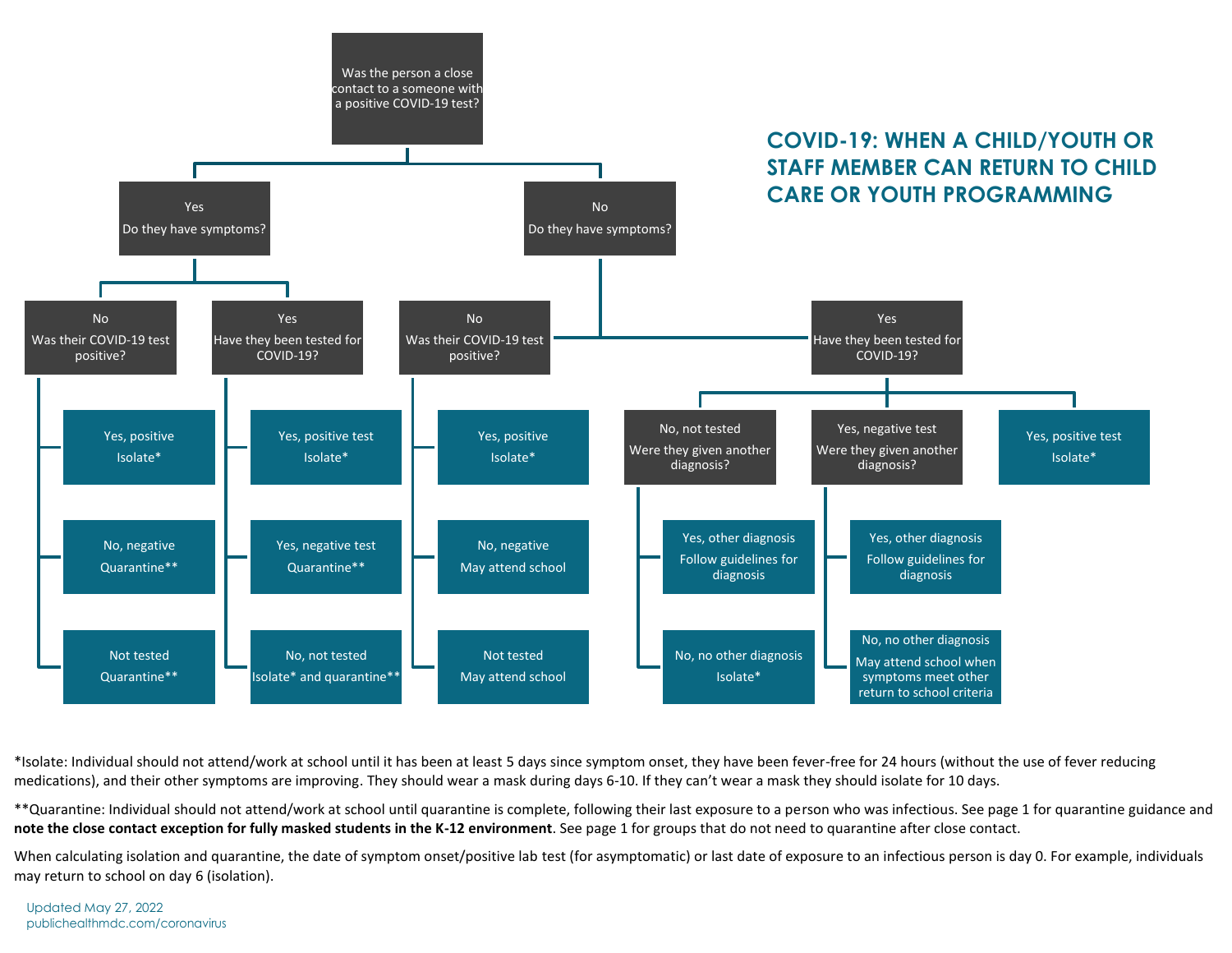# COVID-19: WHEN A CHILD/YOUTH OR STAFF MEMBER CAN RETURN TO CHILD CARE OR YOUTH PROGRAMMING

Was the person a close contact to a someone with a positive COVID-19 test?

- Yes
  Do they have symptoms?
  - No
    Was their COVID-19 test positive?
    - Yes, positive
      Isolate*
    - No, negative
      Quarantine**
    - Not tested
      Quarantine**
  - Yes
    Have they been tested for COVID-19?
    - Yes, positive test
      Isolate*
    - Yes, negative test
      Quarantine**
    - No, not tested
      Isolate* and quarantine**
- No
  Do they have symptoms?
  - No
    Was their COVID-19 test positive?
    - Yes, positive
      Isolate*
    - No, negative
      May attend school
    - Not tested
      May attend school
  - Yes
    Have they been tested for COVID-19?
    - No, not tested
      Were they given another diagnosis?
      - Yes, other diagnosis
        Follow guidelines for diagnosis
      - No, no other diagnosis
        Isolate*
    - Yes, negative test
      Were they given another diagnosis?
      - Yes, other diagnosis
        Follow guidelines for diagnosis
      - No, no other diagnosis
        May attend school when symptoms meet other return to school criteria
    - Yes, positive test
      Isolate*

*Isolate: Individual should not attend/work at school until it has been at least 5 days since symptom onset, they have been fever-free for 24 hours (without the use of fever reducing medications), and their other symptoms are improving. They should wear a mask during days 6-10. If they can't wear a mask they should isolate for 10 days.

**Quarantine: Individual should not attend/work at school until quarantine is complete, following their last exposure to a person who was infectious. See page 1 for quarantine guidance and **note the close contact exception for fully masked students in the K-12 environment**. See page 1 for groups that do not need to quarantine after close contact.

When calculating isolation and quarantine, the date of symptom onset/positive lab test (for asymptomatic) or last date of exposure to an infectious person is day 0. For example, individuals may return to school on day 6 (isolation).

Updated May 27, 2022
publichealthmdc.com/coronavirus